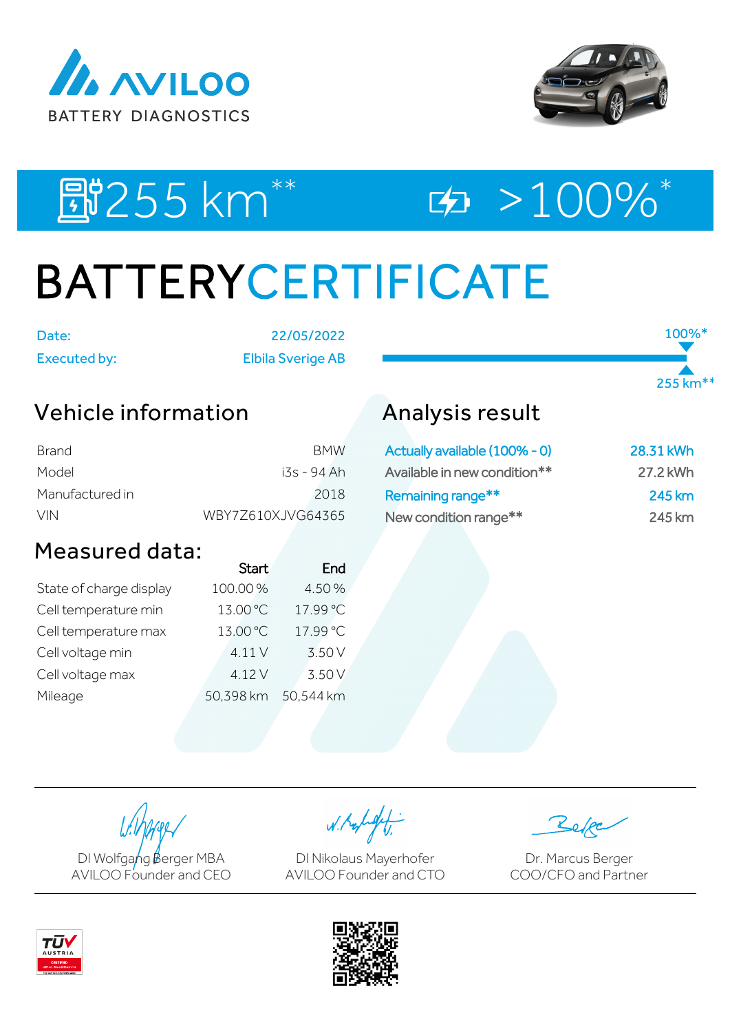AVILOO BATTERY DIAGNOSTICS

255 km** >100%*

# BATTERYCERTIFICATE

| | |
|---|---|
| Date: | 22/05/2022 |
| Executed by: | Elbila Sverige AB |

100%*

255 km**

## Vehicle information

| | |
|---|---|
| Brand | BMW |
| Model | i3s - 94 Ah |
| Manufactured in | 2018 |
| VIN | WBY7Z610XJVG64365 |

## Analysis result

| | |
|---|---|
| Actually available (100% - 0) | 28.31 kWh |
| Available in new condition** | 27.2 kWh |
| Remaining range** | 245 km |
| New condition range** | 245 km |

## Measured data:

| | Start | End |
|---|---|---|
| State of charge display | 100.00 % | 4.50 % |
| Cell temperature min | 13.00 °C | 17.99 °C |
| Cell temperature max | 13.00 °C | 17.99 °C |
| Cell voltage min | 4.11 V | 3.50 V |
| Cell voltage max | 4.12 V | 3.50 V |
| Mileage | 50,398 km | 50,544 km |

DI Wolfgang Berger MBA
AVILOO Founder and CEO

DI Nikolaus Mayerhofer
AVILOO Founder and CTO

Dr. Marcus Berger
COO/CFO and Partner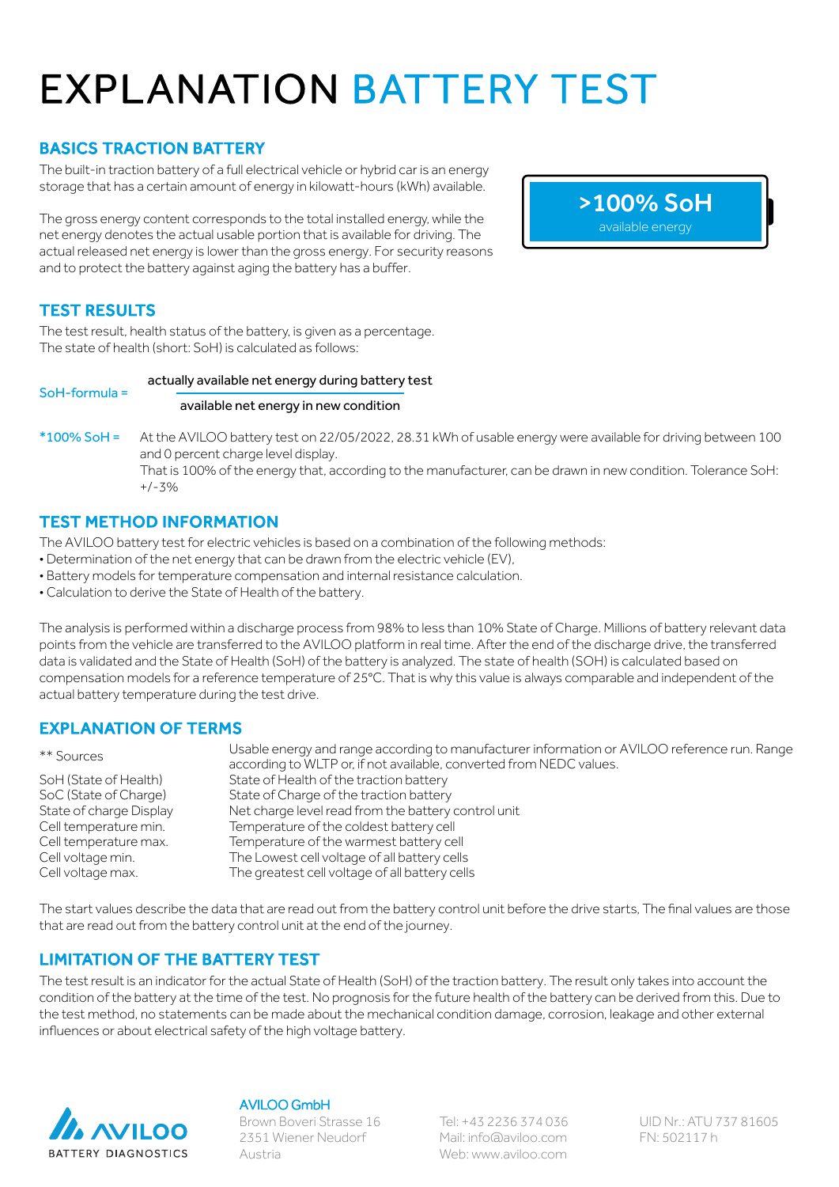# EXPLANATION BATTERY TEST

## BASICS TRACTION BATTERY

The built-in traction battery of a full electrical vehicle or hybrid car is an energy storage that has a certain amount of energy in kilowatt-hours (kWh) available.

The gross energy content corresponds to the total installed energy, while the net energy denotes the actual usable portion that is available for driving. The actual released net energy is lower than the gross energy. For security reasons and to protect the battery against aging the battery has a buffer.

**>100% SoH**
available energy

## TEST RESULTS

The test result, health status of the battery, is given as a percentage.
The state of health (short: SoH) is calculated as follows:

$$\text{SoH-formula} = \frac{\text{actually available net energy during battery test}}{\text{available net energy in new condition}}$$

*100% SoH = At the AVILOO battery test on 22/05/2022, 28.31 kWh of usable energy were available for driving between 100 and 0 percent charge level display.
That is 100% of the energy that, according to the manufacturer, can be drawn in new condition. Tolerance SoH: +/-3%

## TEST METHOD INFORMATION

The AVILOO battery test for electric vehicles is based on a combination of the following methods:
- Determination of the net energy that can be drawn from the electric vehicle (EV),
- Battery models for temperature compensation and internal resistance calculation.
- Calculation to derive the State of Health of the battery.

The analysis is performed within a discharge process from 98% to less than 10% State of Charge. Millions of battery relevant data points from the vehicle are transferred to the AVILOO platform in real time. After the end of the discharge drive, the transferred data is validated and the State of Health (SoH) of the battery is analyzed. The state of health (SOH) is calculated based on compensation models for a reference temperature of 25°C. That is why this value is always comparable and independent of the actual battery temperature during the test drive.

## EXPLANATION OF TERMS

| | |
|---|---|
| ** Sources | Usable energy and range according to manufacturer information or AVILOO reference run. Range according to WLTP or, if not available, converted from NEDC values. |
| SoH (State of Health) | State of Health of the traction battery |
| SoC (State of Charge) | State of Charge of the traction battery |
| State of charge Display | Net charge level read from the battery control unit |
| Cell temperature min. | Temperature of the coldest battery cell |
| Cell temperature max. | Temperature of the warmest battery cell |
| Cell voltage min. | The Lowest cell voltage of all battery cells |
| Cell voltage max. | The greatest cell voltage of all battery cells |

The start values describe the data that are read out from the battery control unit before the drive starts, The final values are those that are read out from the battery control unit at the end of the journey.

## LIMITATION OF THE BATTERY TEST

The test result is an indicator for the actual State of Health (SoH) of the traction battery. The result only takes into account the condition of the battery at the time of the test. No prognosis for the future health of the battery can be derived from this. Due to the test method, no statements can be made about the mechanical condition damage, corrosion, leakage and other external influences or about electrical safety of the high voltage battery.

AVILOO BATTERY DIAGNOSTICS

AVILOO GmbH
Brown Boveri Strasse 16
2351 Wiener Neudorf
Austria

Tel: +43 2236 374 036
Mail: info@aviloo.com
Web: www.aviloo.com

UID Nr.: ATU 737 81605
FN: 502117 h